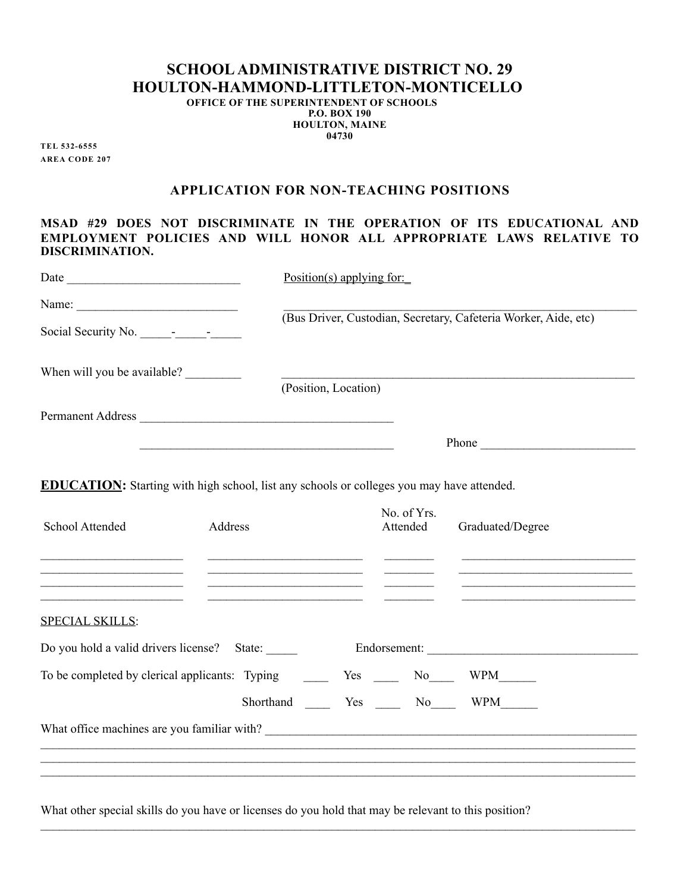# SCHOOL ADMINISTRATIVE DISTRICT NO. 29
# HOULTON-HAMMOND-LITTLETON-MONTICELLO

**OFFICE OF THE SUPERINTENDENT OF SCHOOLS**
**P.O. BOX 190**
**HOULTON, MAINE**
**04730**

**TEL 532-6555**
**AREA CODE 207**

## APPLICATION FOR NON-TEACHING POSITIONS

**MSAD #29 DOES NOT DISCRIMINATE IN THE OPERATION OF ITS EDUCATIONAL AND EMPLOYMENT POLICIES AND WILL HONOR ALL APPROPRIATE LAWS RELATIVE TO DISCRIMINATION.**

Date ____________________________

Position(s) applying for: _

Name: __________________________

____________________________________________________________
(Bus Driver, Custodian, Secretary, Cafeteria Worker, Aide, etc)

Social Security No. _____-_____-_____

When will you be available? _________

____________________________________________________________
(Position, Location)

Permanent Address _________________________________________

_________________________________________ Phone _________________________

**EDUCATION:** Starting with high school, list any schools or colleges you may have attended.

| School Attended | Address | No. of Yrs. Attended | Graduated/Degree |
|---|---|---|---|
| | | | |
| | | | |
| | | | |
| | | | |

SPECIAL SKILLS:

Do you hold a valid drivers license? State: _____ Endorsement: __________________________________

To be completed by clerical applicants: Typing ____ Yes ____ No____ WPM______

Shorthand ____ Yes ____ No____ WPM______

What office machines are you familiar with? ______________________________________________________________

__________________________________________________________________________________________

__________________________________________________________________________________________

__________________________________________________________________________________________

What other special skills do you have or licenses do you hold that may be relevant to this position?

__________________________________________________________________________________________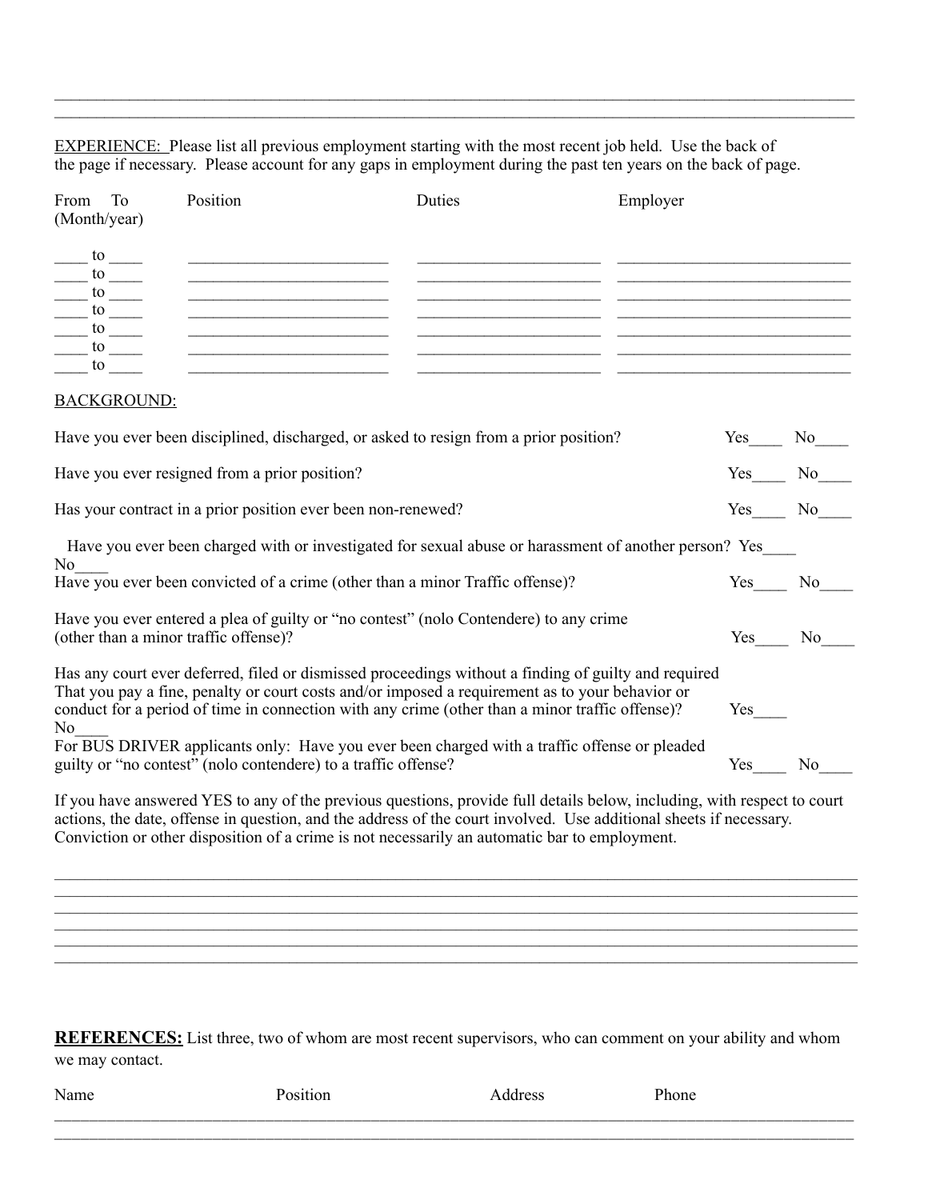______________________________________________________________________________________________

______________________________________________________________________________________________

EXPERIENCE: Please list all previous employment starting with the most recent job held. Use the back of the page if necessary. Please account for any gaps in employment during the past ten years on the back of page.

| From To (Month/year) | Position | Duties | Employer |
|---|---|---|---|
| ____ to ____ | ________________________ | ______________________ | ____________________________ |
| ____ to ____ | ________________________ | ______________________ | ____________________________ |
| ____ to ____ | ________________________ | ______________________ | ____________________________ |
| ____ to ____ | ________________________ | ______________________ | ____________________________ |
| ____ to ____ | ________________________ | ______________________ | ____________________________ |
| ____ to ____ | ________________________ | ______________________ | ____________________________ |
| ____ to ____ | ________________________ | ______________________ | ____________________________ |

BACKGROUND:

Have you ever been disciplined, discharged, or asked to resign from a prior position? Yes____ No____

Have you ever resigned from a prior position? Yes____ No____

Has your contract in a prior position ever been non-renewed? Yes____ No____

Have you ever been charged with or investigated for sexual abuse or harassment of another person? Yes____ No____

Have you ever been convicted of a crime (other than a minor Traffic offense)? Yes____ No____

Have you ever entered a plea of guilty or "no contest" (nolo Contendere) to any crime (other than a minor traffic offense)? Yes____ No____

Has any court ever deferred, filed or dismissed proceedings without a finding of guilty and required That you pay a fine, penalty or court costs and/or imposed a requirement as to your behavior or conduct for a period of time in connection with any crime (other than a minor traffic offense)? Yes____ No____

For BUS DRIVER applicants only: Have you ever been charged with a traffic offense or pleaded guilty or "no contest" (nolo contendere) to a traffic offense? Yes____ No____

If you have answered YES to any of the previous questions, provide full details below, including, with respect to court actions, the date, offense in question, and the address of the court involved. Use additional sheets if necessary. Conviction or other disposition of a crime is not necessarily an automatic bar to employment.

______________________________________________________________________________________________

______________________________________________________________________________________________

______________________________________________________________________________________________

______________________________________________________________________________________________

______________________________________________________________________________________________

______________________________________________________________________________________________

**REFERENCES:** List three, two of whom are most recent supervisors, who can comment on your ability and whom we may contact.

| Name | Position | Address | Phone |
|---|---|---|---|
| | | | |
| | | | |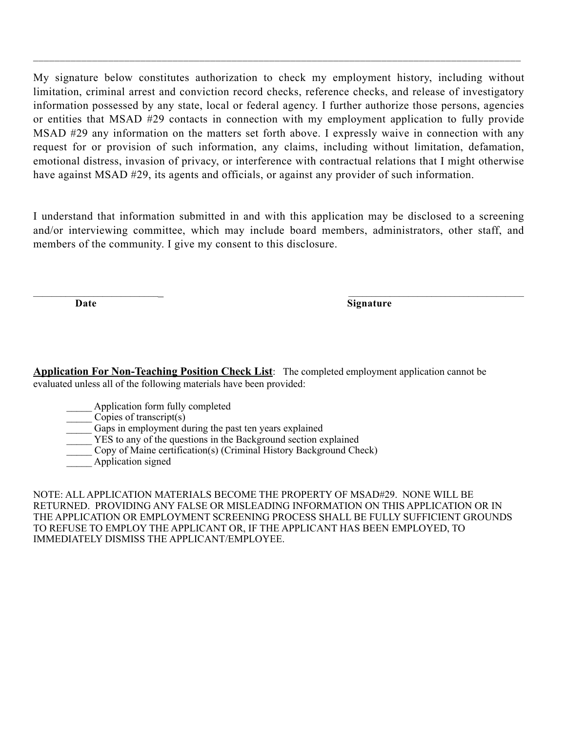My signature below constitutes authorization to check my employment history, including without limitation, criminal arrest and conviction record checks, reference checks, and release of investigatory information possessed by any state, local or federal agency. I further authorize those persons, agencies or entities that MSAD #29 contacts in connection with my employment application to fully provide MSAD #29 any information on the matters set forth above. I expressly waive in connection with any request for or provision of such information, any claims, including without limitation, defamation, emotional distress, invasion of privacy, or interference with contractual relations that I might otherwise have against MSAD #29, its agents and officials, or against any provider of such information.

I understand that information submitted in and with this application may be disclosed to a screening and/or interviewing committee, which may include board members, administrators, other staff, and members of the community. I give my consent to this disclosure.

________________________  ________________________________

**Date** **Signature**

**Application For Non-Teaching Position Check List**: The completed employment application cannot be evaluated unless all of the following materials have been provided:

_____ Application form fully completed
_____ Copies of transcript(s)
_____ Gaps in employment during the past ten years explained
_____ YES to any of the questions in the Background section explained
_____ Copy of Maine certification(s) (Criminal History Background Check)
_____ Application signed

NOTE: ALL APPLICATION MATERIALS BECOME THE PROPERTY OF MSAD#29. NONE WILL BE RETURNED. PROVIDING ANY FALSE OR MISLEADING INFORMATION ON THIS APPLICATION OR IN THE APPLICATION OR EMPLOYMENT SCREENING PROCESS SHALL BE FULLY SUFFICIENT GROUNDS TO REFUSE TO EMPLOY THE APPLICANT OR, IF THE APPLICANT HAS BEEN EMPLOYED, TO IMMEDIATELY DISMISS THE APPLICANT/EMPLOYEE.